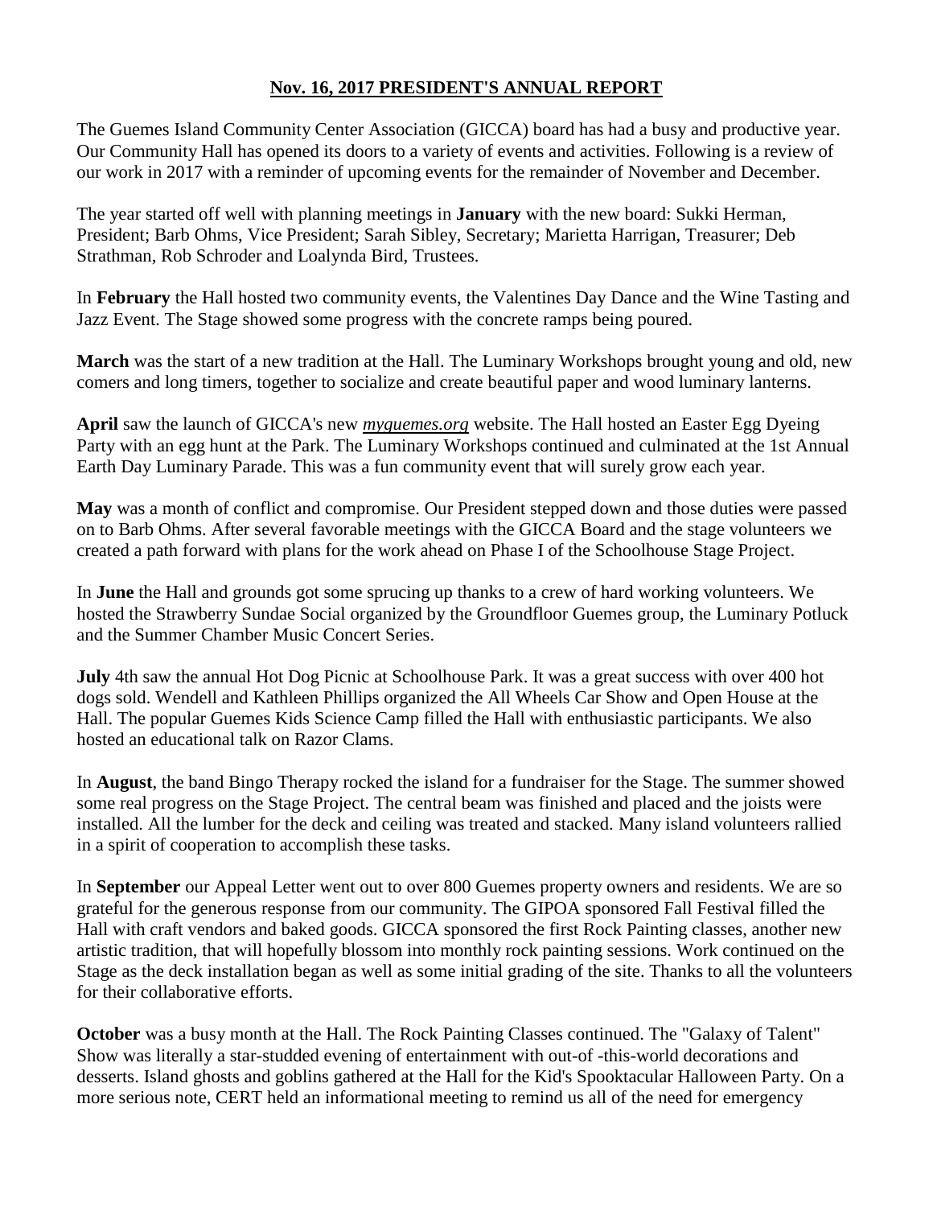# Nov. 16, 2017 PRESIDENT'S ANNUAL REPORT

The Guemes Island Community Center Association (GICCA) board has had a busy and productive year. Our Community Hall has opened its doors to a variety of events and activities. Following is a review of our work in 2017 with a reminder of upcoming events for the remainder of November and December.

The year started off well with planning meetings in **January** with the new board: Sukki Herman, President; Barb Ohms, Vice President; Sarah Sibley, Secretary; Marietta Harrigan, Treasurer; Deb Strathman, Rob Schroder and Loalynda Bird, Trustees.

In **February** the Hall hosted two community events, the Valentines Day Dance and the Wine Tasting and Jazz Event. The Stage showed some progress with the concrete ramps being poured.

**March** was the start of a new tradition at the Hall. The Luminary Workshops brought young and old, new comers and long timers, together to socialize and create beautiful paper and wood luminary lanterns.

**April** saw the launch of GICCA's new *myguemes.org* website. The Hall hosted an Easter Egg Dyeing Party with an egg hunt at the Park. The Luminary Workshops continued and culminated at the 1st Annual Earth Day Luminary Parade. This was a fun community event that will surely grow each year.

**May** was a month of conflict and compromise. Our President stepped down and those duties were passed on to Barb Ohms. After several favorable meetings with the GICCA Board and the stage volunteers we created a path forward with plans for the work ahead on Phase I of the Schoolhouse Stage Project.

In **June** the Hall and grounds got some sprucing up thanks to a crew of hard working volunteers. We hosted the Strawberry Sundae Social organized by the Groundfloor Guemes group, the Luminary Potluck and the Summer Chamber Music Concert Series.

**July** 4th saw the annual Hot Dog Picnic at Schoolhouse Park. It was a great success with over 400 hot dogs sold. Wendell and Kathleen Phillips organized the All Wheels Car Show and Open House at the Hall. The popular Guemes Kids Science Camp filled the Hall with enthusiastic participants. We also hosted an educational talk on Razor Clams.

In **August**, the band Bingo Therapy rocked the island for a fundraiser for the Stage. The summer showed some real progress on the Stage Project. The central beam was finished and placed and the joists were installed. All the lumber for the deck and ceiling was treated and stacked. Many island volunteers rallied in a spirit of cooperation to accomplish these tasks.

In **September** our Appeal Letter went out to over 800 Guemes property owners and residents. We are so grateful for the generous response from our community. The GIPOA sponsored Fall Festival filled the Hall with craft vendors and baked goods. GICCA sponsored the first Rock Painting classes, another new artistic tradition, that will hopefully blossom into monthly rock painting sessions. Work continued on the Stage as the deck installation began as well as some initial grading of the site. Thanks to all the volunteers for their collaborative efforts.

**October** was a busy month at the Hall. The Rock Painting Classes continued. The "Galaxy of Talent" Show was literally a star-studded evening of entertainment with out-of -this-world decorations and desserts. Island ghosts and goblins gathered at the Hall for the Kid's Spooktacular Halloween Party. On a more serious note, CERT held an informational meeting to remind us all of the need for emergency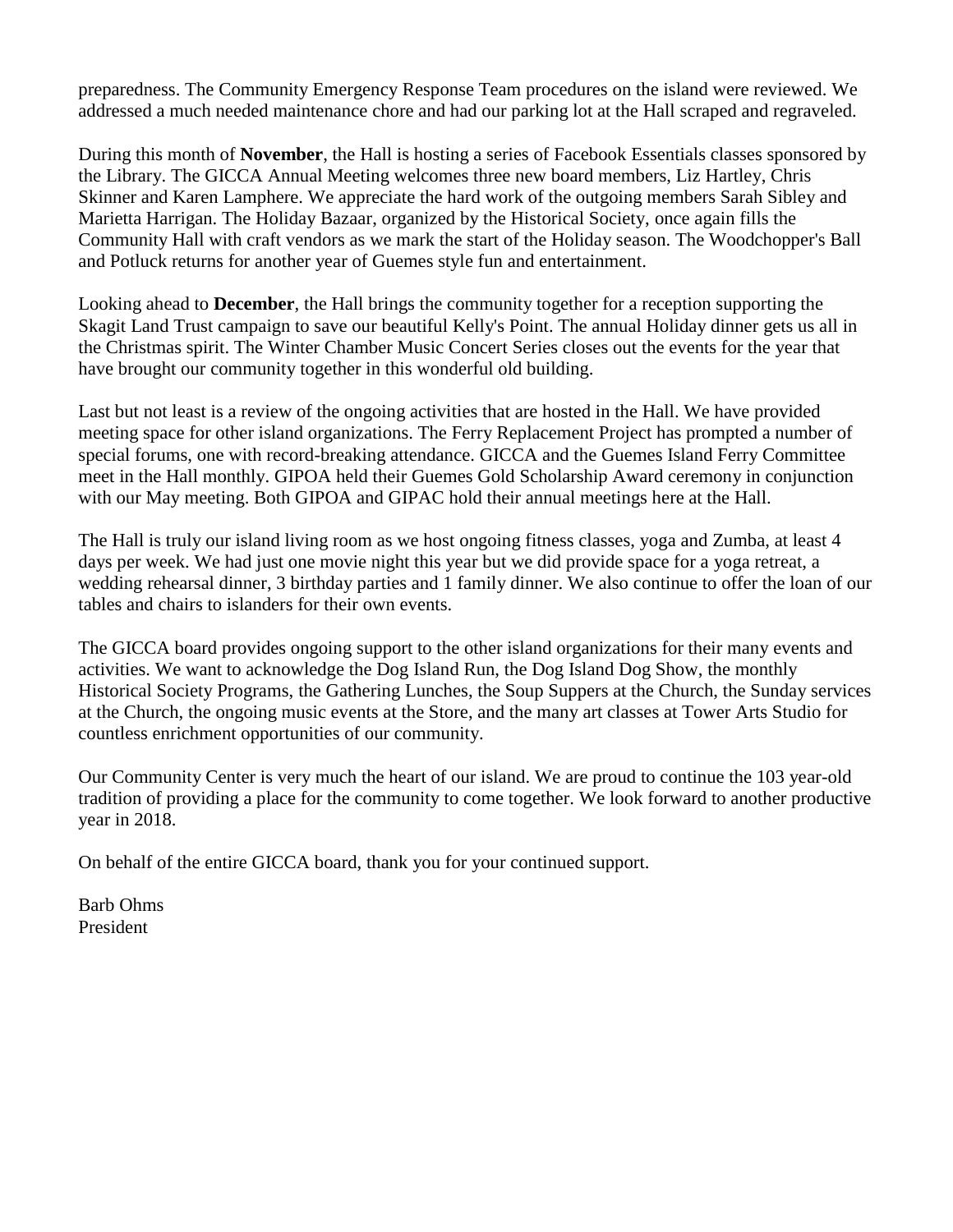preparedness. The Community Emergency Response Team procedures on the island were reviewed. We addressed a much needed maintenance chore and had our parking lot at the Hall scraped and regraveled.

During this month of **November**, the Hall is hosting a series of Facebook Essentials classes sponsored by the Library. The GICCA Annual Meeting welcomes three new board members, Liz Hartley, Chris Skinner and Karen Lamphere. We appreciate the hard work of the outgoing members Sarah Sibley and Marietta Harrigan. The Holiday Bazaar, organized by the Historical Society, once again fills the Community Hall with craft vendors as we mark the start of the Holiday season. The Woodchopper's Ball and Potluck returns for another year of Guemes style fun and entertainment.

Looking ahead to **December**, the Hall brings the community together for a reception supporting the Skagit Land Trust campaign to save our beautiful Kelly's Point. The annual Holiday dinner gets us all in the Christmas spirit. The Winter Chamber Music Concert Series closes out the events for the year that have brought our community together in this wonderful old building.

Last but not least is a review of the ongoing activities that are hosted in the Hall. We have provided meeting space for other island organizations. The Ferry Replacement Project has prompted a number of special forums, one with record-breaking attendance. GICCA and the Guemes Island Ferry Committee meet in the Hall monthly. GIPOA held their Guemes Gold Scholarship Award ceremony in conjunction with our May meeting. Both GIPOA and GIPAC hold their annual meetings here at the Hall.

The Hall is truly our island living room as we host ongoing fitness classes, yoga and Zumba, at least 4 days per week. We had just one movie night this year but we did provide space for a yoga retreat, a wedding rehearsal dinner, 3 birthday parties and 1 family dinner. We also continue to offer the loan of our tables and chairs to islanders for their own events.

The GICCA board provides ongoing support to the other island organizations for their many events and activities. We want to acknowledge the Dog Island Run, the Dog Island Dog Show, the monthly Historical Society Programs, the Gathering Lunches, the Soup Suppers at the Church, the Sunday services at the Church, the ongoing music events at the Store, and the many art classes at Tower Arts Studio for countless enrichment opportunities of our community.

Our Community Center is very much the heart of our island. We are proud to continue the 103 year-old tradition of providing a place for the community to come together. We look forward to another productive year in 2018.

On behalf of the entire GICCA board, thank you for your continued support.

Barb Ohms
President